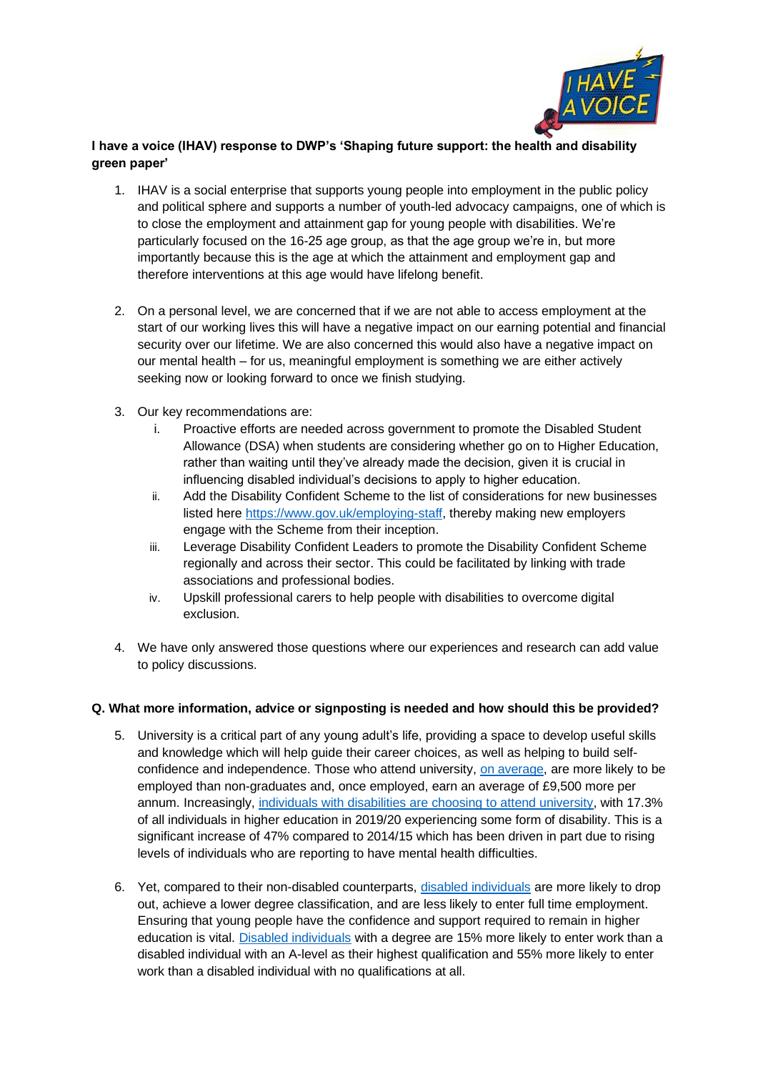**I have a voice (IHAV) response to DWP's 'Shaping future support: the health and disability green paper'**

1. IHAV is a social enterprise that supports young people into employment in the public policy and political sphere and supports a number of youth-led advocacy campaigns, one of which is to close the employment and attainment gap for young people with disabilities. We're particularly focused on the 16-25 age group, as that the age group we're in, but more importantly because this is the age at which the attainment and employment gap and therefore interventions at this age would have lifelong benefit.

2. On a personal level, we are concerned that if we are not able to access employment at the start of our working lives this will have a negative impact on our earning potential and financial security over our lifetime. We are also concerned this would also have a negative impact on our mental health – for us, meaningful employment is something we are either actively seeking now or looking forward to once we finish studying.

3. Our key recommendations are:
    i. Proactive efforts are needed across government to promote the Disabled Student Allowance (DSA) when students are considering whether go on to Higher Education, rather than waiting until they've already made the decision, given it is crucial in influencing disabled individual's decisions to apply to higher education.
    ii. Add the Disability Confident Scheme to the list of considerations for new businesses listed here https://www.gov.uk/employing-staff, thereby making new employers engage with the Scheme from their inception.
    iii. Leverage Disability Confident Leaders to promote the Disability Confident Scheme regionally and across their sector. This could be facilitated by linking with trade associations and professional bodies.
    iv. Upskill professional carers to help people with disabilities to overcome digital exclusion.

4. We have only answered those questions where our experiences and research can add value to policy discussions.

**Q. What more information, advice or signposting is needed and how should this be provided?**

5. University is a critical part of any young adult's life, providing a space to develop useful skills and knowledge which will help guide their career choices, as well as helping to build self-confidence and independence. Those who attend university, on average, are more likely to be employed than non-graduates and, once employed, earn an average of £9,500 more per annum. Increasingly, individuals with disabilities are choosing to attend university, with 17.3% of all individuals in higher education in 2019/20 experiencing some form of disability. This is a significant increase of 47% compared to 2014/15 which has been driven in part due to rising levels of individuals who are reporting to have mental health difficulties.

6. Yet, compared to their non-disabled counterparts, disabled individuals are more likely to drop out, achieve a lower degree classification, and are less likely to enter full time employment. Ensuring that young people have the confidence and support required to remain in higher education is vital. Disabled individuals with a degree are 15% more likely to enter work than a disabled individual with an A-level as their highest qualification and 55% more likely to enter work than a disabled individual with no qualifications at all.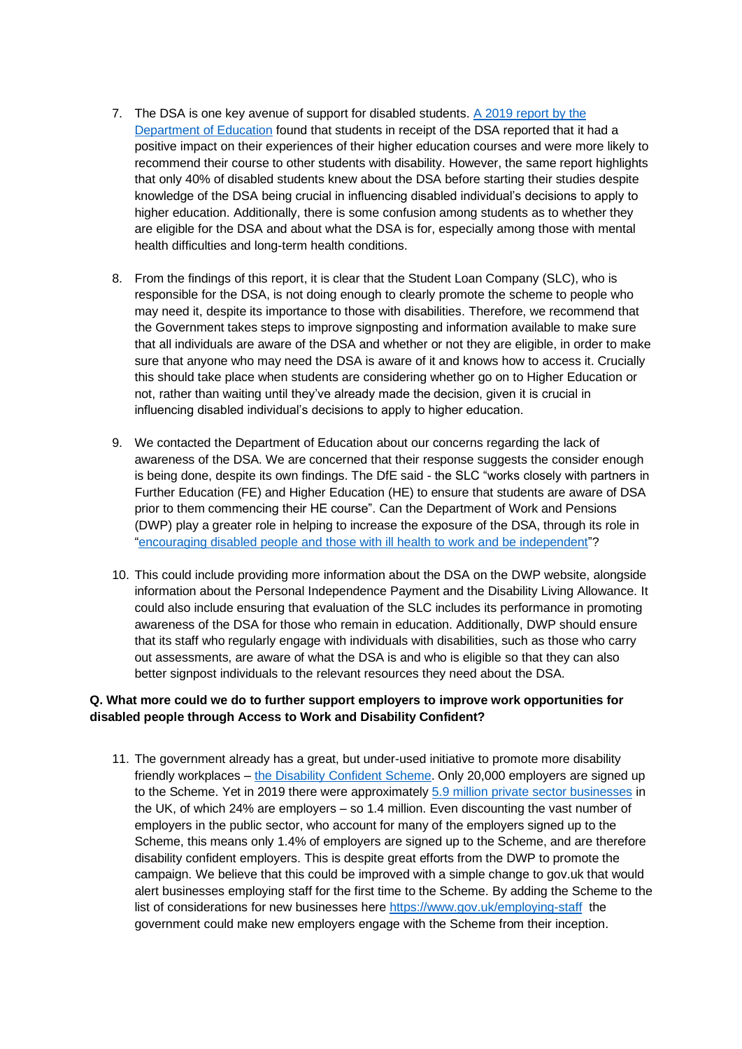7. The DSA is one key avenue of support for disabled students. [A 2019 report by the Department of Education] found that students in receipt of the DSA reported that it had a positive impact on their experiences of their higher education courses and were more likely to recommend their course to other students with disability. However, the same report highlights that only 40% of disabled students knew about the DSA before starting their studies despite knowledge of the DSA being crucial in influencing disabled individual's decisions to apply to higher education. Additionally, there is some confusion among students as to whether they are eligible for the DSA and about what the DSA is for, especially among those with mental health difficulties and long-term health conditions.

8. From the findings of this report, it is clear that the Student Loan Company (SLC), who is responsible for the DSA, is not doing enough to clearly promote the scheme to people who may need it, despite its importance to those with disabilities. Therefore, we recommend that the Government takes steps to improve signposting and information available to make sure that all individuals are aware of the DSA and whether or not they are eligible, in order to make sure that anyone who may need the DSA is aware of it and knows how to access it. Crucially this should take place when students are considering whether go on to Higher Education or not, rather than waiting until they've already made the decision, given it is crucial in influencing disabled individual's decisions to apply to higher education.

9. We contacted the Department of Education about our concerns regarding the lack of awareness of the DSA. We are concerned that their response suggests the consider enough is being done, despite its own findings. The DfE said - the SLC "works closely with partners in Further Education (FE) and Higher Education (HE) to ensure that students are aware of DSA prior to them commencing their HE course". Can the Department of Work and Pensions (DWP) play a greater role in helping to increase the exposure of the DSA, through its role in "encouraging disabled people and those with ill health to work and be independent"?

10. This could include providing more information about the DSA on the DWP website, alongside information about the Personal Independence Payment and the Disability Living Allowance. It could also include ensuring that evaluation of the SLC includes its performance in promoting awareness of the DSA for those who remain in education. Additionally, DWP should ensure that its staff who regularly engage with individuals with disabilities, such as those who carry out assessments, are aware of what the DSA is and who is eligible so that they can also better signpost individuals to the relevant resources they need about the DSA.

**Q. What more could we do to further support employers to improve work opportunities for disabled people through Access to Work and Disability Confident?**

11. The government already has a great, but under-used initiative to promote more disability friendly workplaces – the Disability Confident Scheme. Only 20,000 employers are signed up to the Scheme. Yet in 2019 there were approximately 5.9 million private sector businesses in the UK, of which 24% are employers – so 1.4 million. Even discounting the vast number of employers in the public sector, who account for many of the employers signed up to the Scheme, this means only 1.4% of employers are signed up to the Scheme, and are therefore disability confident employers. This is despite great efforts from the DWP to promote the campaign. We believe that this could be improved with a simple change to gov.uk that would alert businesses employing staff for the first time to the Scheme. By adding the Scheme to the list of considerations for new businesses here https://www.gov.uk/employing-staff the government could make new employers engage with the Scheme from their inception.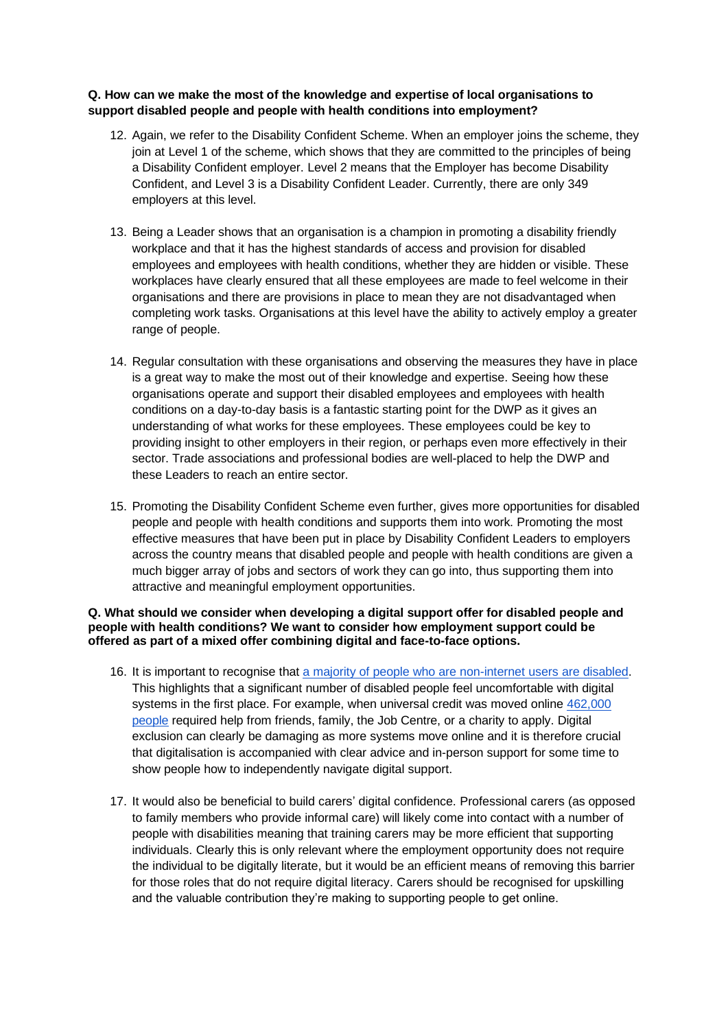**Q. How can we make the most of the knowledge and expertise of local organisations to support disabled people and people with health conditions into employment?**

12. Again, we refer to the Disability Confident Scheme. When an employer joins the scheme, they join at Level 1 of the scheme, which shows that they are committed to the principles of being a Disability Confident employer. Level 2 means that the Employer has become Disability Confident, and Level 3 is a Disability Confident Leader. Currently, there are only 349 employers at this level.

13. Being a Leader shows that an organisation is a champion in promoting a disability friendly workplace and that it has the highest standards of access and provision for disabled employees and employees with health conditions, whether they are hidden or visible. These workplaces have clearly ensured that all these employees are made to feel welcome in their organisations and there are provisions in place to mean they are not disadvantaged when completing work tasks. Organisations at this level have the ability to actively employ a greater range of people.

14. Regular consultation with these organisations and observing the measures they have in place is a great way to make the most out of their knowledge and expertise. Seeing how these organisations operate and support their disabled employees and employees with health conditions on a day-to-day basis is a fantastic starting point for the DWP as it gives an understanding of what works for these employees. These employees could be key to providing insight to other employers in their region, or perhaps even more effectively in their sector. Trade associations and professional bodies are well-placed to help the DWP and these Leaders to reach an entire sector.

15. Promoting the Disability Confident Scheme even further, gives more opportunities for disabled people and people with health conditions and supports them into work. Promoting the most effective measures that have been put in place by Disability Confident Leaders to employers across the country means that disabled people and people with health conditions are given a much bigger array of jobs and sectors of work they can go into, thus supporting them into attractive and meaningful employment opportunities.

**Q. What should we consider when developing a digital support offer for disabled people and people with health conditions? We want to consider how employment support could be offered as part of a mixed offer combining digital and face-to-face options.**

16. It is important to recognise that a majority of people who are non-internet users are disabled. This highlights that a significant number of disabled people feel uncomfortable with digital systems in the first place. For example, when universal credit was moved online 462,000 people required help from friends, family, the Job Centre, or a charity to apply. Digital exclusion can clearly be damaging as more systems move online and it is therefore crucial that digitalisation is accompanied with clear advice and in-person support for some time to show people how to independently navigate digital support.

17. It would also be beneficial to build carers' digital confidence. Professional carers (as opposed to family members who provide informal care) will likely come into contact with a number of people with disabilities meaning that training carers may be more efficient that supporting individuals. Clearly this is only relevant where the employment opportunity does not require the individual to be digitally literate, but it would be an efficient means of removing this barrier for those roles that do not require digital literacy. Carers should be recognised for upskilling and the valuable contribution they're making to supporting people to get online.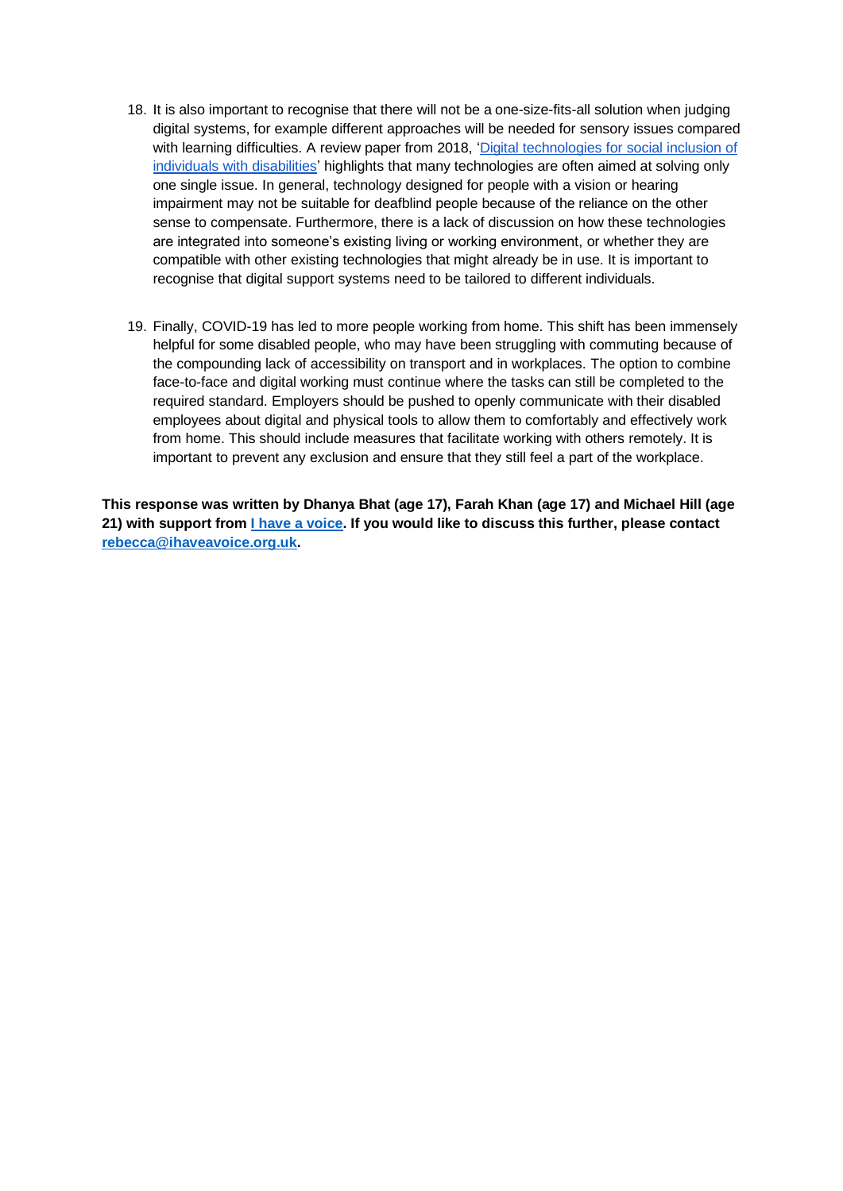18. It is also important to recognise that there will not be a one-size-fits-all solution when judging digital systems, for example different approaches will be needed for sensory issues compared with learning difficulties. A review paper from 2018, '[Digital technologies for social inclusion of individuals with disabilities]()' highlights that many technologies are often aimed at solving only one single issue. In general, technology designed for people with a vision or hearing impairment may not be suitable for deafblind people because of the reliance on the other sense to compensate. Furthermore, there is a lack of discussion on how these technologies are integrated into someone's existing living or working environment, or whether they are compatible with other existing technologies that might already be in use. It is important to recognise that digital support systems need to be tailored to different individuals.

19. Finally, COVID-19 has led to more people working from home. This shift has been immensely helpful for some disabled people, who may have been struggling with commuting because of the compounding lack of accessibility on transport and in workplaces. The option to combine face-to-face and digital working must continue where the tasks can still be completed to the required standard. Employers should be pushed to openly communicate with their disabled employees about digital and physical tools to allow them to comfortably and effectively work from home. This should include measures that facilitate working with others remotely. It is important to prevent any exclusion and ensure that they still feel a part of the workplace.

**This response was written by Dhanya Bhat (age 17), Farah Khan (age 17) and Michael Hill (age 21) with support from [I have a voice](). If you would like to discuss this further, please contact [rebecca@ihaveavoice.org.uk](mailto:rebecca@ihaveavoice.org.uk).**